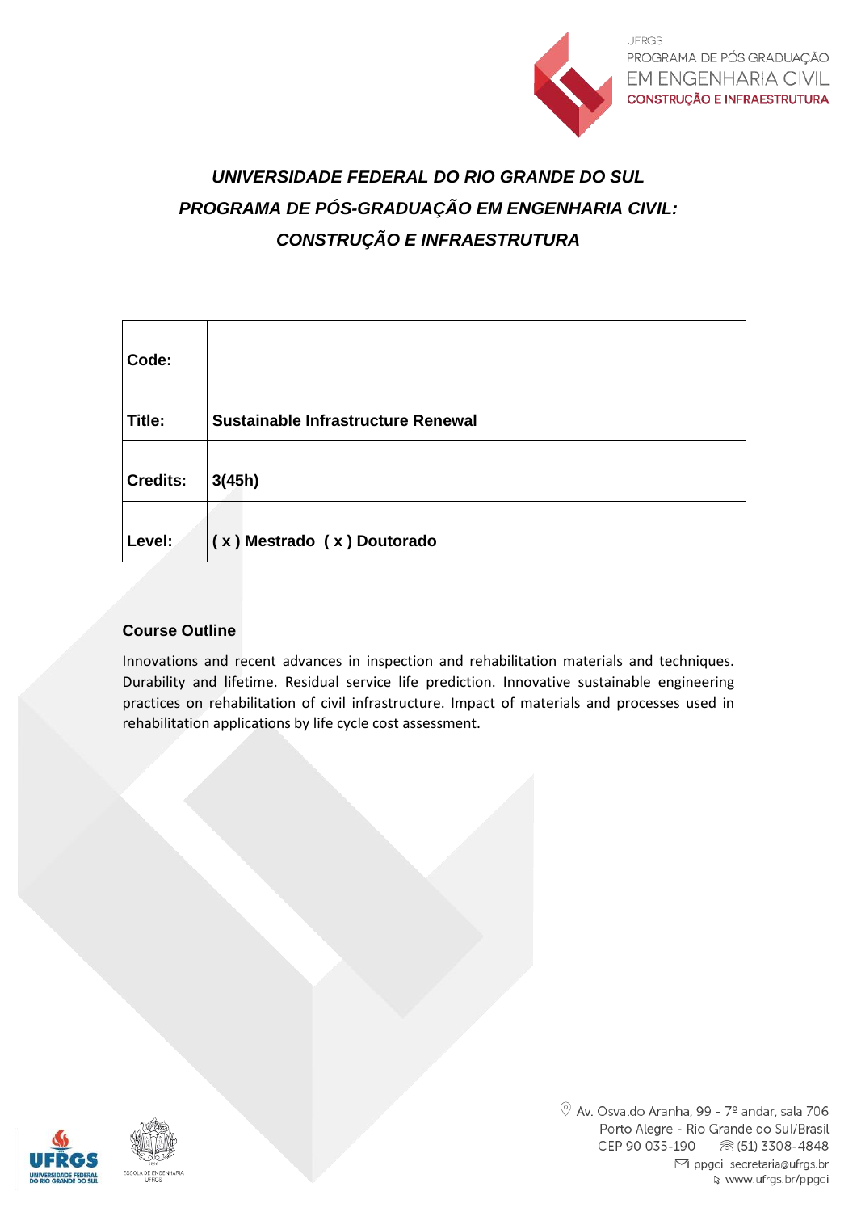***UNIVERSIDADE FEDERAL DO RIO GRANDE DO SUL***

***PROGRAMA DE PÓS-GRADUAÇÃO EM ENGENHARIA CIVIL:***

***CONSTRUÇÃO E INFRAESTRUTURA***

| | |
|---|---|
| **Code:** | |
| **Title:** | **Sustainable Infrastructure Renewal** |
| **Credits:** | **3(45h)** |
| **Level:** | **( x ) Mestrado ( x ) Doutorado** |

## Course Outline

Innovations and recent advances in inspection and rehabilitation materials and techniques. Durability and lifetime. Residual service life prediction. Innovative sustainable engineering practices on rehabilitation of civil infrastructure. Impact of materials and processes used in rehabilitation applications by life cycle cost assessment.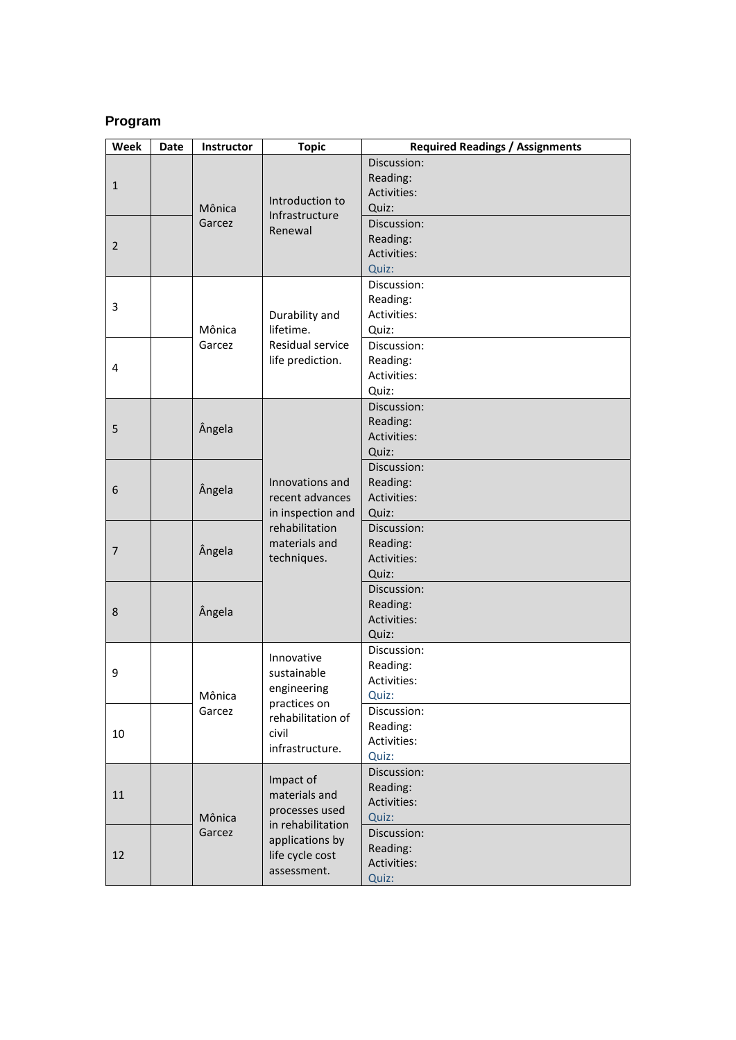## Program

| Week | Date | Instructor | Topic | Required Readings / Assignments |
|---|---|---|---|---|
| 1 | | Mônica Garcez | Introduction to Infrastructure Renewal | Discussion:<br>Reading:<br>Activities:<br>Quiz: |
| 2 | | | | Discussion:<br>Reading:<br>Activities:<br>Quiz: |
| 3 | | Mônica Garcez | Durability and lifetime. Residual service life prediction. | Discussion:<br>Reading:<br>Activities:<br>Quiz: |
| 4 | | | | Discussion:<br>Reading:<br>Activities:<br>Quiz: |
| 5 | | Ângela | Innovations and recent advances in inspection and rehabilitation materials and techniques. | Discussion:<br>Reading:<br>Activities:<br>Quiz: |
| 6 | | Ângela | | Discussion:<br>Reading:<br>Activities:<br>Quiz: |
| 7 | | Ângela | | Discussion:<br>Reading:<br>Activities:<br>Quiz: |
| 8 | | Ângela | | Discussion:<br>Reading:<br>Activities:<br>Quiz: |
| 9 | | Mônica Garcez | Innovative sustainable engineering practices on rehabilitation of civil infrastructure. | Discussion:<br>Reading:<br>Activities:<br>Quiz: |
| 10 | | | | Discussion:<br>Reading:<br>Activities:<br>Quiz: |
| 11 | | Mônica Garcez | Impact of materials and processes used in rehabilitation applications by life cycle cost assessment. | Discussion:<br>Reading:<br>Activities:<br>Quiz: |
| 12 | | | | Discussion:<br>Reading:<br>Activities:<br>Quiz: |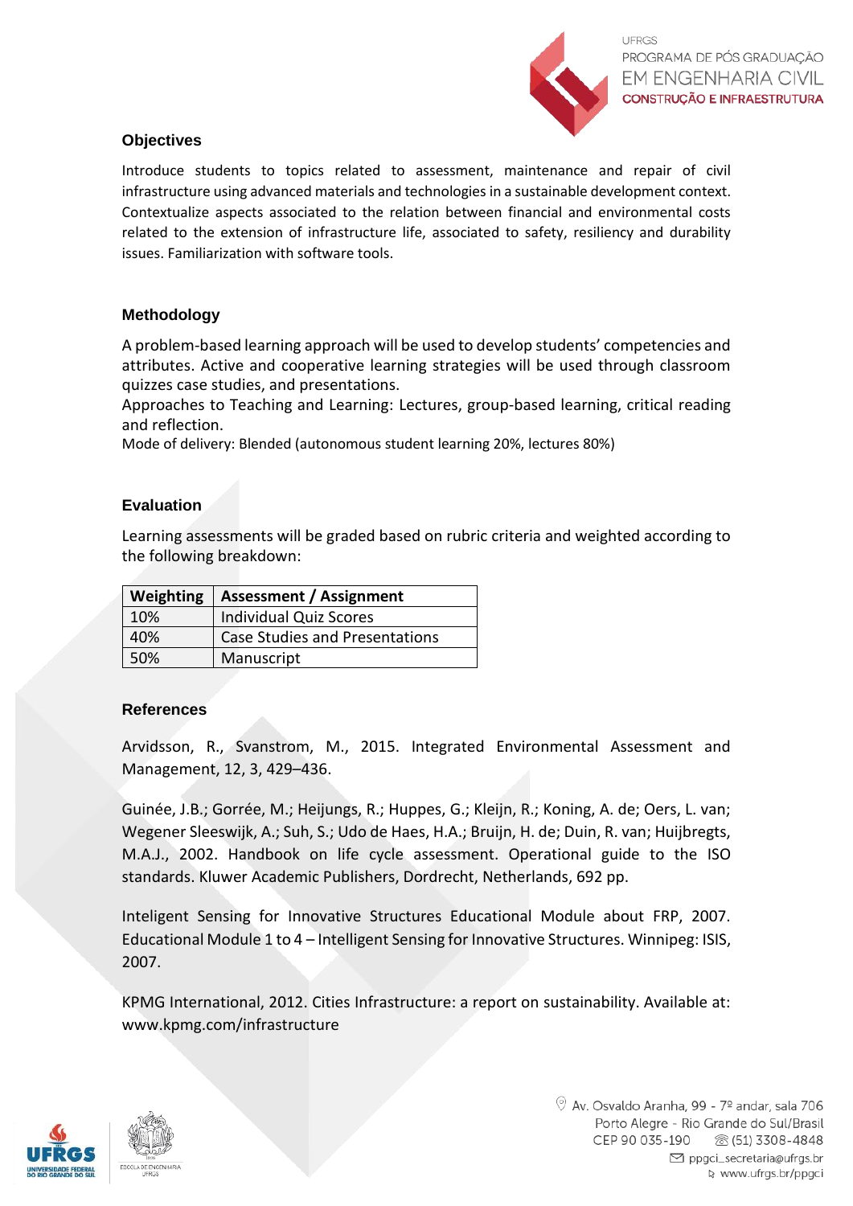### Objectives

Introduce students to topics related to assessment, maintenance and repair of civil infrastructure using advanced materials and technologies in a sustainable development context. Contextualize aspects associated to the relation between financial and environmental costs related to the extension of infrastructure life, associated to safety, resiliency and durability issues. Familiarization with software tools.

### Methodology

A problem-based learning approach will be used to develop students' competencies and attributes. Active and cooperative learning strategies will be used through classroom quizzes case studies, and presentations.
Approaches to Teaching and Learning: Lectures, group-based learning, critical reading and reflection.
Mode of delivery: Blended (autonomous student learning 20%, lectures 80%)

### Evaluation

Learning assessments will be graded based on rubric criteria and weighted according to the following breakdown:

| Weighting | Assessment / Assignment |
|---|---|
| 10% | Individual Quiz Scores |
| 40% | Case Studies and Presentations |
| 50% | Manuscript |

### References

Arvidsson, R., Svanstrom, M., 2015. Integrated Environmental Assessment and Management, 12, 3, 429–436.

Guinée, J.B.; Gorrée, M.; Heijungs, R.; Huppes, G.; Kleijn, R.; Koning, A. de; Oers, L. van; Wegener Sleeswijk, A.; Suh, S.; Udo de Haes, H.A.; Bruijn, H. de; Duin, R. van; Huijbregts, M.A.J., 2002. Handbook on life cycle assessment. Operational guide to the ISO standards. Kluwer Academic Publishers, Dordrecht, Netherlands, 692 pp.

Inteligent Sensing for Innovative Structures Educational Module about FRP, 2007. Educational Module 1 to 4 – Intelligent Sensing for Innovative Structures. Winnipeg: ISIS, 2007.

KPMG International, 2012. Cities Infrastructure: a report on sustainability. Available at: www.kpmg.com/infrastructure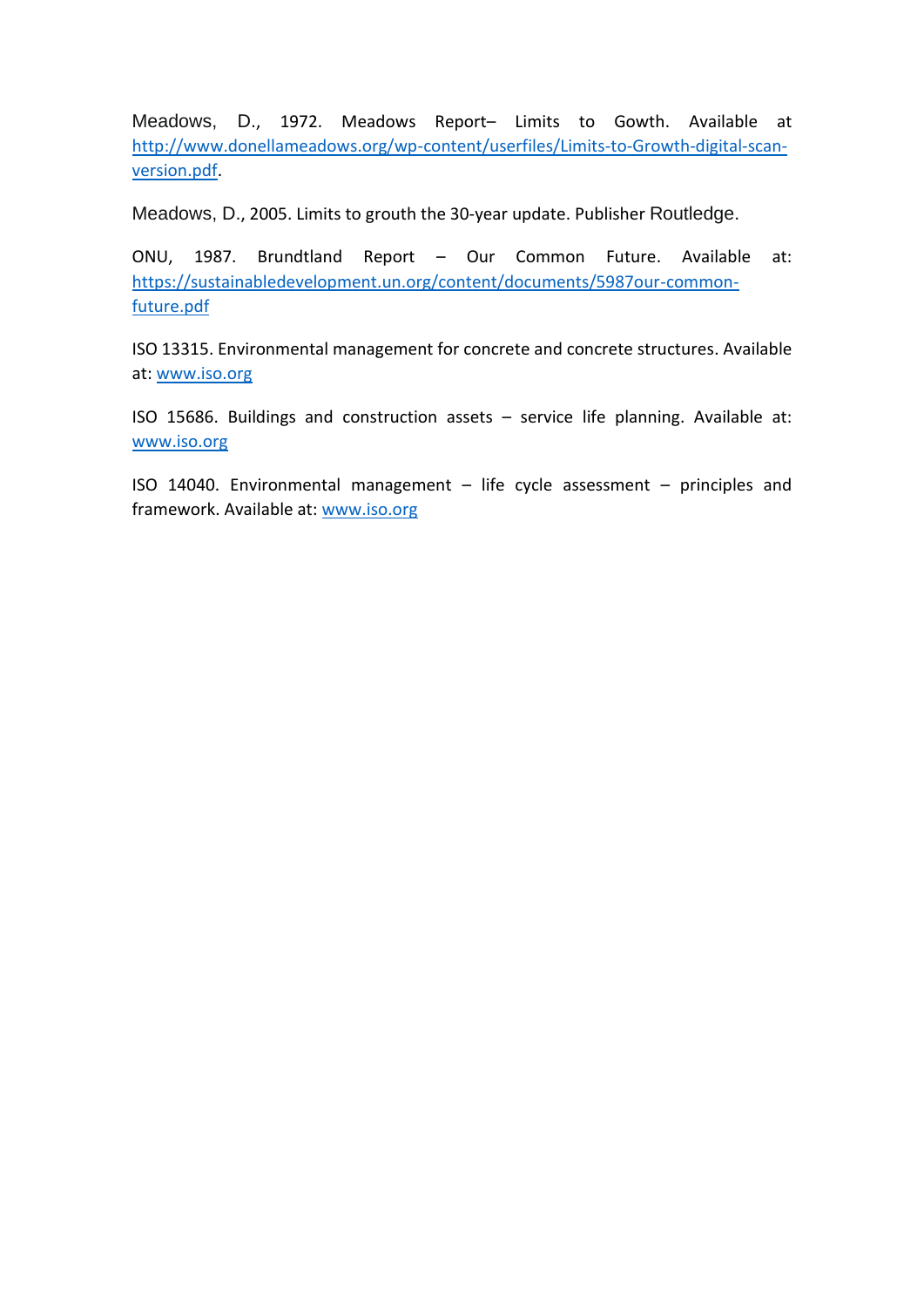Meadows, D., 1972. Meadows Report– Limits to Gowth. Available at http://www.donellameadows.org/wp-content/userfiles/Limits-to-Growth-digital-scan-version.pdf.

Meadows, D., 2005. Limits to grouth the 30-year update. Publisher Routledge.

ONU, 1987. Brundtland Report – Our Common Future. Available at: https://sustainabledevelopment.un.org/content/documents/5987our-common-future.pdf

ISO 13315. Environmental management for concrete and concrete structures. Available at: www.iso.org

ISO 15686. Buildings and construction assets – service life planning. Available at: www.iso.org

ISO 14040. Environmental management – life cycle assessment – principles and framework. Available at: www.iso.org